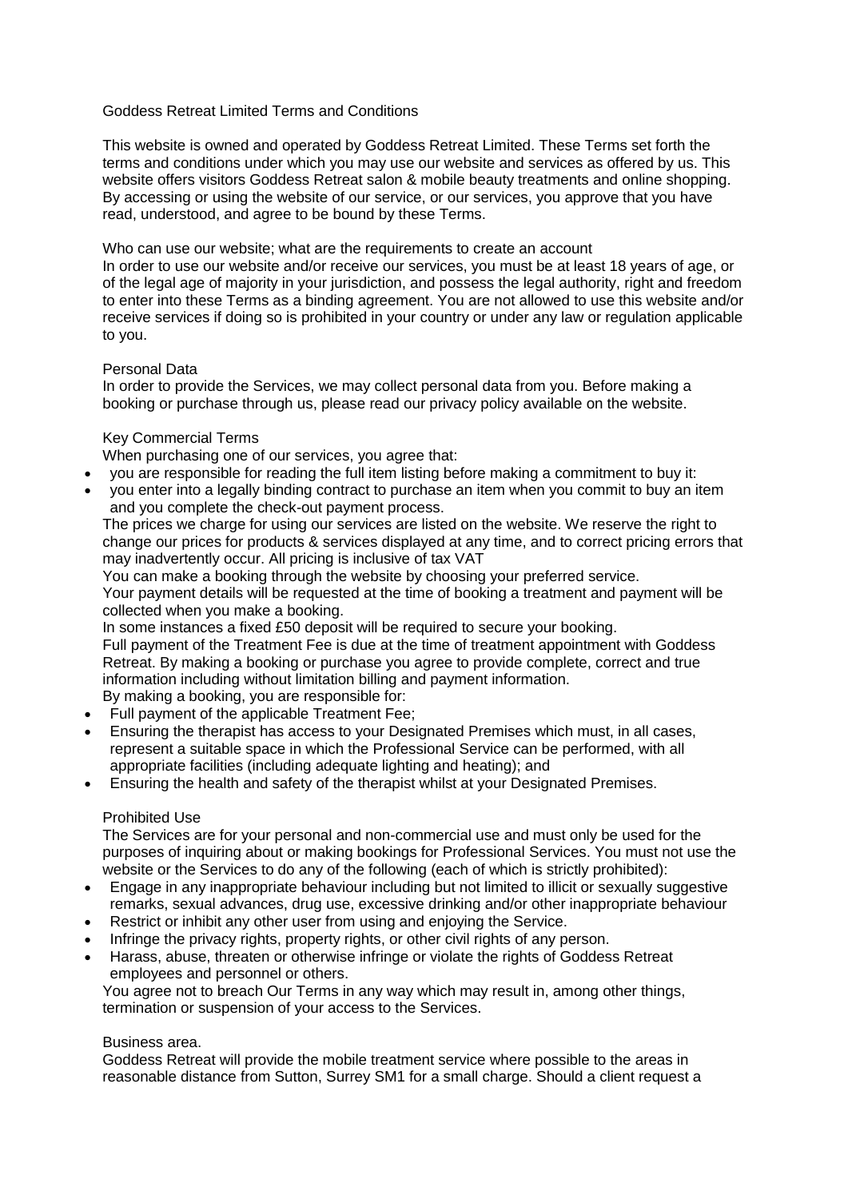# Goddess Retreat Limited Terms and Conditions

This website is owned and operated by Goddess Retreat Limited. These Terms set forth the terms and conditions under which you may use our website and services as offered by us. This website offers visitors Goddess Retreat salon & mobile beauty treatments and online shopping. By accessing or using the website of our service, or our services, you approve that you have read, understood, and agree to be bound by these Terms.

## Who can use our website; what are the requirements to create an account

In order to use our website and/or receive our services, you must be at least 18 years of age, or of the legal age of majority in your jurisdiction, and possess the legal authority, right and freedom to enter into these Terms as a binding agreement. You are not allowed to use this website and/or receive services if doing so is prohibited in your country or under any law or regulation applicable to you.

## Personal Data

In order to provide the Services, we may collect personal data from you. Before making a booking or purchase through us, please read our privacy policy available on the website.

## Key Commercial Terms

When purchasing one of our services, you agree that:

- you are responsible for reading the full item listing before making a commitment to buy it:
- you enter into a legally binding contract to purchase an item when you commit to buy an item and you complete the check-out payment process.

The prices we charge for using our services are listed on the website. We reserve the right to change our prices for products & services displayed at any time, and to correct pricing errors that may inadvertently occur. All pricing is inclusive of tax VAT

You can make a booking through the website by choosing your preferred service.

Your payment details will be requested at the time of booking a treatment and payment will be collected when you make a booking.

In some instances a fixed £50 deposit will be required to secure your booking.

Full payment of the Treatment Fee is due at the time of treatment appointment with Goddess Retreat. By making a booking or purchase you agree to provide complete, correct and true information including without limitation billing and payment information.

By making a booking, you are responsible for:

- Full payment of the applicable Treatment Fee;
- Ensuring the therapist has access to your Designated Premises which must, in all cases, represent a suitable space in which the Professional Service can be performed, with all appropriate facilities (including adequate lighting and heating); and
- Ensuring the health and safety of the therapist whilst at your Designated Premises.

## Prohibited Use

The Services are for your personal and non-commercial use and must only be used for the purposes of inquiring about or making bookings for Professional Services. You must not use the website or the Services to do any of the following (each of which is strictly prohibited):

- Engage in any inappropriate behaviour including but not limited to illicit or sexually suggestive remarks, sexual advances, drug use, excessive drinking and/or other inappropriate behaviour
- Restrict or inhibit any other user from using and enjoying the Service.
- Infringe the privacy rights, property rights, or other civil rights of any person.
- Harass, abuse, threaten or otherwise infringe or violate the rights of Goddess Retreat employees and personnel or others.

You agree not to breach Our Terms in any way which may result in, among other things, termination or suspension of your access to the Services.

## Business area.

Goddess Retreat will provide the mobile treatment service where possible to the areas in reasonable distance from Sutton, Surrey SM1 for a small charge. Should a client request a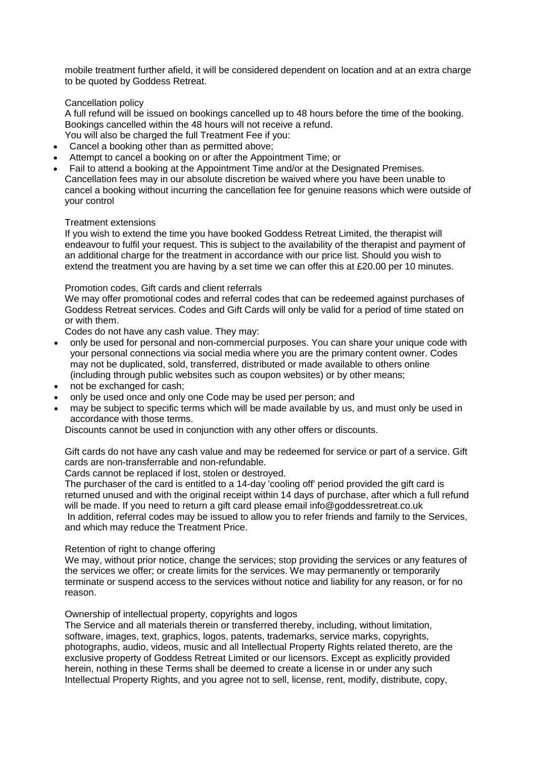mobile treatment further afield, it will be considered dependent on location and at an extra charge to be quoted by Goddess Retreat.

## Cancellation policy

A full refund will be issued on bookings cancelled up to 48 hours before the time of the booking. Bookings cancelled within the 48 hours will not receive a refund.

You will also be charged the full Treatment Fee if you:

- Cancel a booking other than as permitted above;
- Attempt to cancel a booking on or after the Appointment Time; or
- Fail to attend a booking at the Appointment Time and/or at the Designated Premises.

Cancellation fees may in our absolute discretion be waived where you have been unable to cancel a booking without incurring the cancellation fee for genuine reasons which were outside of your control

## Treatment extensions

If you wish to extend the time you have booked Goddess Retreat Limited, the therapist will endeavour to fulfil your request. This is subject to the availability of the therapist and payment of an additional charge for the treatment in accordance with our price list. Should you wish to extend the treatment you are having by a set time we can offer this at £20.00 per 10 minutes.

## Promotion codes, Gift cards and client referrals

We may offer promotional codes and referral codes that can be redeemed against purchases of Goddess Retreat services. Codes and Gift Cards will only be valid for a period of time stated on or with them.

Codes do not have any cash value. They may:

- only be used for personal and non-commercial purposes. You can share your unique code with your personal connections via social media where you are the primary content owner. Codes may not be duplicated, sold, transferred, distributed or made available to others online (including through public websites such as coupon websites) or by other means;
- not be exchanged for cash;
- only be used once and only one Code may be used per person; and
- may be subject to specific terms which will be made available by us, and must only be used in accordance with those terms.

Discounts cannot be used in conjunction with any other offers or discounts.

Gift cards do not have any cash value and may be redeemed for service or part of a service. Gift cards are non-transferrable and non-refundable.

Cards cannot be replaced if lost, stolen or destroyed.

The purchaser of the card is entitled to a 14-day 'cooling off' period provided the gift card is returned unused and with the original receipt within 14 days of purchase, after which a full refund will be made. If you need to return a gift card please email info@goddessretreat.co.uk

In addition, referral codes may be issued to allow you to refer friends and family to the Services, and which may reduce the Treatment Price.

## Retention of right to change offering

We may, without prior notice, change the services; stop providing the services or any features of the services we offer; or create limits for the services. We may permanently or temporarily terminate or suspend access to the services without notice and liability for any reason, or for no reason.

## Ownership of intellectual property, copyrights and logos

The Service and all materials therein or transferred thereby, including, without limitation, software, images, text, graphics, logos, patents, trademarks, service marks, copyrights, photographs, audio, videos, music and all Intellectual Property Rights related thereto, are the exclusive property of Goddess Retreat Limited or our licensors. Except as explicitly provided herein, nothing in these Terms shall be deemed to create a license in or under any such Intellectual Property Rights, and you agree not to sell, license, rent, modify, distribute, copy,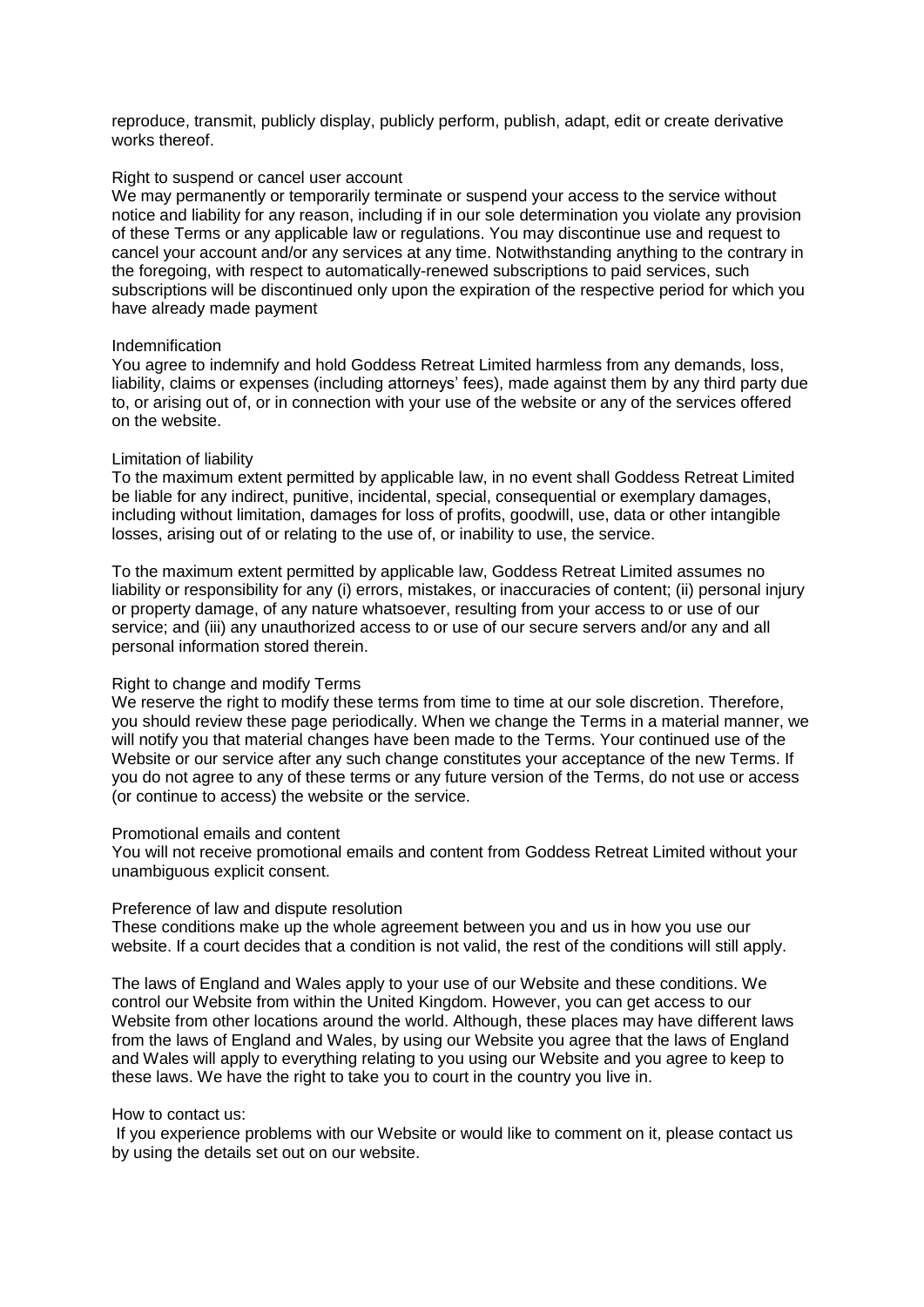reproduce, transmit, publicly display, publicly perform, publish, adapt, edit or create derivative works thereof.

## Right to suspend or cancel user account

We may permanently or temporarily terminate or suspend your access to the service without notice and liability for any reason, including if in our sole determination you violate any provision of these Terms or any applicable law or regulations. You may discontinue use and request to cancel your account and/or any services at any time. Notwithstanding anything to the contrary in the foregoing, with respect to automatically-renewed subscriptions to paid services, such subscriptions will be discontinued only upon the expiration of the respective period for which you have already made payment

## Indemnification

You agree to indemnify and hold Goddess Retreat Limited harmless from any demands, loss, liability, claims or expenses (including attorneys' fees), made against them by any third party due to, or arising out of, or in connection with your use of the website or any of the services offered on the website.

## Limitation of liability

To the maximum extent permitted by applicable law, in no event shall Goddess Retreat Limited be liable for any indirect, punitive, incidental, special, consequential or exemplary damages, including without limitation, damages for loss of profits, goodwill, use, data or other intangible losses, arising out of or relating to the use of, or inability to use, the service.

To the maximum extent permitted by applicable law, Goddess Retreat Limited assumes no liability or responsibility for any (i) errors, mistakes, or inaccuracies of content; (ii) personal injury or property damage, of any nature whatsoever, resulting from your access to or use of our service; and (iii) any unauthorized access to or use of our secure servers and/or any and all personal information stored therein.

## Right to change and modify Terms

We reserve the right to modify these terms from time to time at our sole discretion. Therefore, you should review these page periodically. When we change the Terms in a material manner, we will notify you that material changes have been made to the Terms. Your continued use of the Website or our service after any such change constitutes your acceptance of the new Terms. If you do not agree to any of these terms or any future version of the Terms, do not use or access (or continue to access) the website or the service.

## Promotional emails and content

You will not receive promotional emails and content from Goddess Retreat Limited without your unambiguous explicit consent.

## Preference of law and dispute resolution

These conditions make up the whole agreement between you and us in how you use our website. If a court decides that a condition is not valid, the rest of the conditions will still apply.

The laws of England and Wales apply to your use of our Website and these conditions. We control our Website from within the United Kingdom. However, you can get access to our Website from other locations around the world. Although, these places may have different laws from the laws of England and Wales, by using our Website you agree that the laws of England and Wales will apply to everything relating to you using our Website and you agree to keep to these laws. We have the right to take you to court in the country you live in.

## How to contact us:

If you experience problems with our Website or would like to comment on it, please contact us by using the details set out on our website.